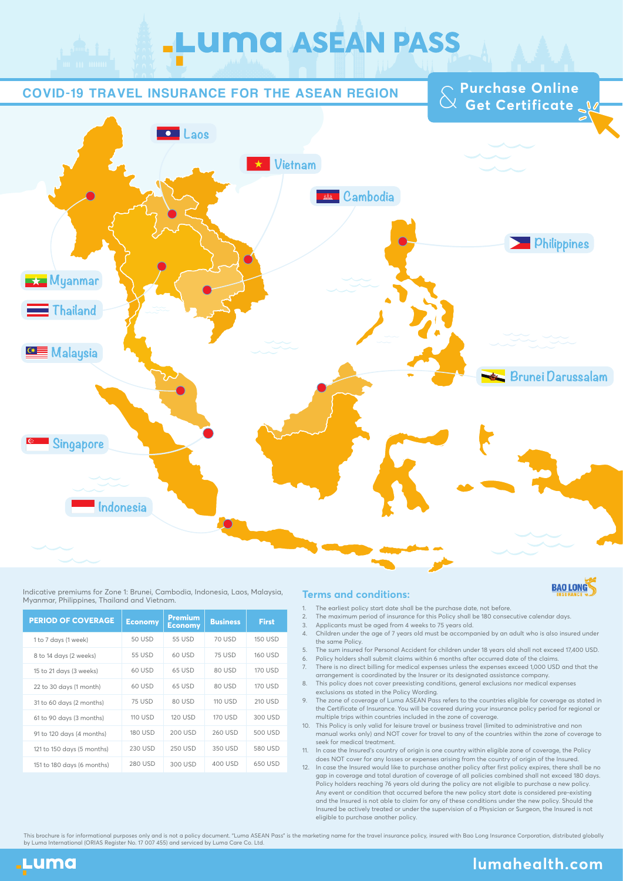# Luma ASEAN PASS

## COVID-19 TRAVEL INSURANCE FOR THE ASEAN REGION

**Purchase Online & Get Certificate**

Laos

Vietnam

Cambodia

Philippines

Myanmar

Thailand

Malaysia

Brunei Darussalam

Singapore

Indonesia

Indicative premiums for Zone 1: Brunei, Cambodia, Indonesia, Laos, Malaysia, Myanmar, Philippines, Thailand and Vietnam.

| PERIOD OF COVERAGE | Economy | Premium Economy | Business | First |
|---|---|---|---|---|
| 1 to 7 days (1 week) | 50 USD | 55 USD | 70 USD | 150 USD |
| 8 to 14 days (2 weeks) | 55 USD | 60 USD | 75 USD | 160 USD |
| 15 to 21 days (3 weeks) | 60 USD | 65 USD | 80 USD | 170 USD |
| 22 to 30 days (1 month) | 60 USD | 65 USD | 80 USD | 170 USD |
| 31 to 60 days (2 months) | 75 USD | 80 USD | 110 USD | 210 USD |
| 61 to 90 days (3 months) | 110 USD | 120 USD | 170 USD | 300 USD |
| 91 to 120 days (4 months) | 180 USD | 200 USD | 260 USD | 500 USD |
| 121 to 150 days (5 months) | 230 USD | 250 USD | 350 USD | 580 USD |
| 151 to 180 days (6 months) | 280 USD | 300 USD | 400 USD | 650 USD |

BAO LONG INSURANCE

### Terms and conditions:

1. The earliest policy start date shall be the purchase date, not before.
2. The maximum period of insurance for this Policy shall be 180 consecutive calendar days.
3. Applicants must be aged from 4 weeks to 75 years old.
4. Children under the age of 7 years old must be accompanied by an adult who is also insured under the same Policy.
5. The sum insured for Personal Accident for children under 18 years old shall not exceed 17,400 USD.
6. Policy holders shall submit claims within 6 months after occurred date of the claims.
7. There is no direct billing for medical expenses unless the expenses exceed 1,000 USD and that the arrangement is coordinated by the Insurer or its designated assistance company.
8. This policy does not cover preexisting conditions, general exclusions nor medical expenses exclusions as stated in the Policy Wording.
9. The zone of coverage of Luma ASEAN Pass refers to the countries eligible for coverage as stated in the Certificate of Insurance. You will be covered during your insurance policy period for regional or multiple trips within countries included in the zone of coverage.
10. This Policy is only valid for leisure travel or business travel (limited to administrative and non manual works only) and NOT cover for travel to any of the countries within the zone of coverage to seek for medical treatment.
11. In case the Insured's country of origin is one country within eligible zone of coverage, the Policy does NOT cover for any losses or expenses arising from the country of origin of the Insured.
12. In case the Insured would like to purchase another policy after first policy expires, there shall be no gap in coverage and total duration of coverage of all policies combined shall not exceed 180 days. Policy holders reaching 76 years old during the policy are not eligible to purchase a new policy. Any event or condition that occurred before the new policy start date is considered pre-existing and the Insured is not able to claim for any of these conditions under the new policy. Should the Insured be actively treated or under the supervision of a Physician or Surgeon, the Insured is not eligible to purchase another policy.

This brochure is for informational purposes only and is not a policy document. "Luma ASEAN Pass" is the marketing name for the travel insurance policy, insured with Bao Long Insurance Corporation, distributed globally by Luma International (ORIAS Register No. 17 007 455) and serviced by Luma Care Co. Ltd.

Luma

lumahealth.com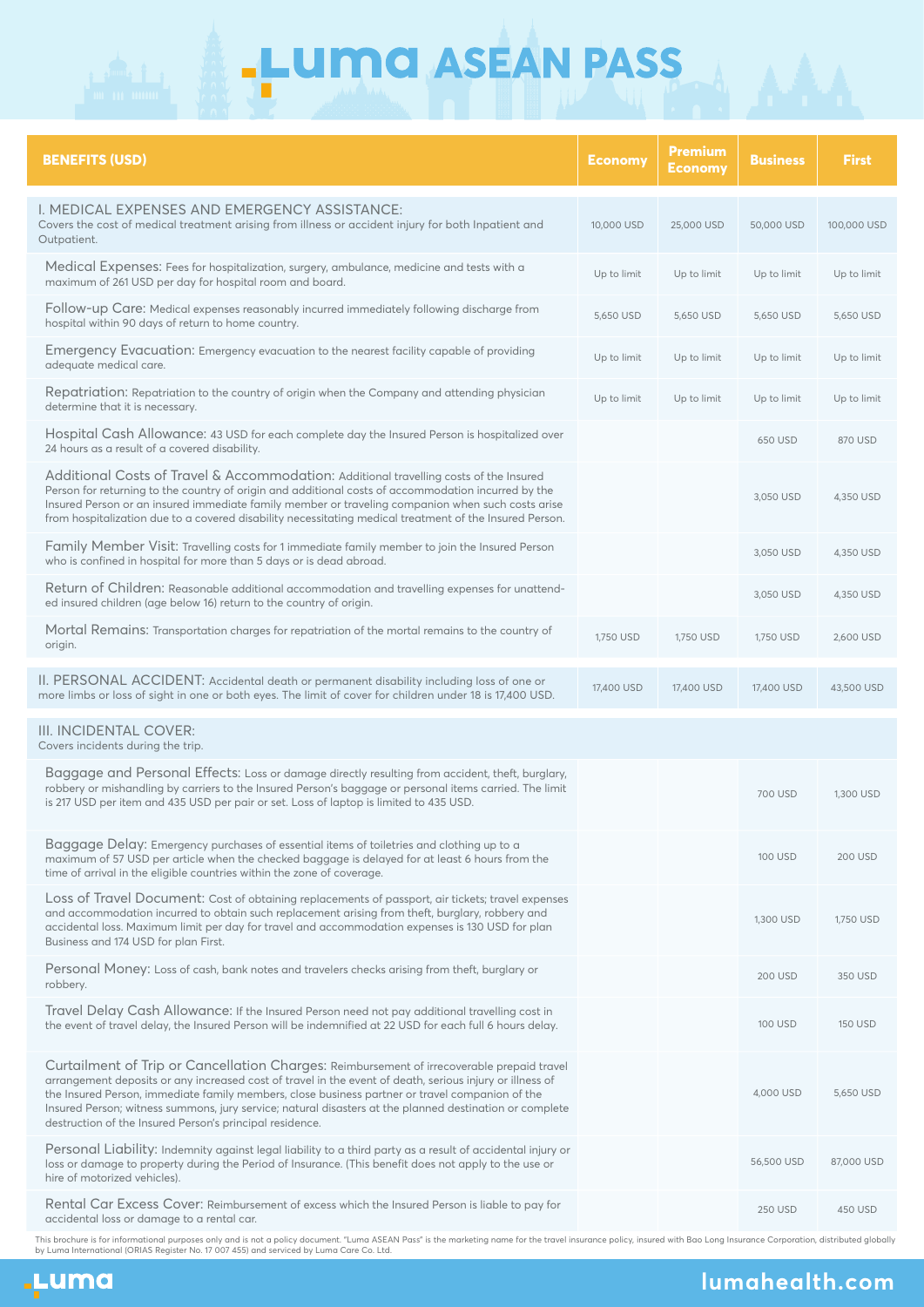# Luma ASEAN PASS

| BENEFITS (USD) | Economy | Premium Economy | Business | First |
|---|---|---|---|---|
| I. MEDICAL EXPENSES AND EMERGENCY ASSISTANCE: Covers the cost of medical treatment arising from illness or accident injury for both Inpatient and Outpatient. | 10,000 USD | 25,000 USD | 50,000 USD | 100,000 USD |
| Medical Expenses: Fees for hospitalization, surgery, ambulance, medicine and tests with a maximum of 261 USD per day for hospital room and board. | Up to limit | Up to limit | Up to limit | Up to limit |
| Follow-up Care: Medical expenses reasonably incurred immediately following discharge from hospital within 90 days of return to home country. | 5,650 USD | 5,650 USD | 5,650 USD | 5,650 USD |
| Emergency Evacuation: Emergency evacuation to the nearest facility capable of providing adequate medical care. | Up to limit | Up to limit | Up to limit | Up to limit |
| Repatriation: Repatriation to the country of origin when the Company and attending physician determine that it is necessary. | Up to limit | Up to limit | Up to limit | Up to limit |
| Hospital Cash Allowance: 43 USD for each complete day the Insured Person is hospitalized over 24 hours as a result of a covered disability. | | | 650 USD | 870 USD |
| Additional Costs of Travel & Accommodation: Additional travelling costs of the Insured Person for returning to the country of origin and additional costs of accommodation incurred by the Insured Person or an insured immediate family member or traveling companion when such costs arise from hospitalization due to a covered disability necessitating medical treatment of the Insured Person. | | | 3,050 USD | 4,350 USD |
| Family Member Visit: Travelling costs for 1 immediate family member to join the Insured Person who is confined in hospital for more than 5 days or is dead abroad. | | | 3,050 USD | 4,350 USD |
| Return of Children: Reasonable additional accommodation and travelling expenses for unattended insured children (age below 16) return to the country of origin. | | | 3,050 USD | 4,350 USD |
| Mortal Remains: Transportation charges for repatriation of the mortal remains to the country of origin. | 1,750 USD | 1,750 USD | 1,750 USD | 2,600 USD |
| II. PERSONAL ACCIDENT: Accidental death or permanent disability including loss of one or more limbs or loss of sight in one or both eyes. The limit of cover for children under 18 is 17,400 USD. | 17,400 USD | 17,400 USD | 17,400 USD | 43,500 USD |
| III. INCIDENTAL COVER: Covers incidents during the trip. | | | | |
| Baggage and Personal Effects: Loss or damage directly resulting from accident, theft, burglary, robbery or mishandling by carriers to the Insured Person's baggage or personal items carried. The limit is 217 USD per item and 435 USD per pair or set. Loss of laptop is limited to 435 USD. | | | 700 USD | 1,300 USD |
| Baggage Delay: Emergency purchases of essential items of toiletries and clothing up to a maximum of 57 USD per article when the checked baggage is delayed for at least 6 hours from the time of arrival in the eligible countries within the zone of coverage. | | | 100 USD | 200 USD |
| Loss of Travel Document: Cost of obtaining replacements of passport, air tickets; travel expenses and accommodation incurred to obtain such replacement arising from theft, burglary, robbery and accidental loss. Maximum limit per day for travel and accommodation expenses is 130 USD for plan Business and 174 USD for plan First. | | | 1,300 USD | 1,750 USD |
| Personal Money: Loss of cash, bank notes and travelers checks arising from theft, burglary or robbery. | | | 200 USD | 350 USD |
| Travel Delay Cash Allowance: If the Insured Person need not pay additional travelling cost in the event of travel delay, the Insured Person will be indemnified at 22 USD for each full 6 hours delay. | | | 100 USD | 150 USD |
| Curtailment of Trip or Cancellation Charges: Reimbursement of irrecoverable prepaid travel arrangement deposits or any increased cost of travel in the event of death, serious injury or illness of the Insured Person, immediate family members, close business partner or travel companion of the Insured Person; witness summons, jury service; natural disasters at the planned destination or complete destruction of the Insured Person's principal residence. | | | 4,000 USD | 5,650 USD |
| Personal Liability: Indemnity against legal liability to a third party as a result of accidental injury or loss or damage to property during the Period of Insurance. (This benefit does not apply to the use or hire of motorized vehicles). | | | 56,500 USD | 87,000 USD |
| Rental Car Excess Cover: Reimbursement of excess which the Insured Person is liable to pay for accidental loss or damage to a rental car. | | | 250 USD | 450 USD |

This brochure is for informational purposes only and is not a policy document. "Luma ASEAN Pass" is the marketing name for the travel insurance policy, insured with Bao Long Insurance Corporation, distributed globally by Luma International (ORIAS Register No. 17 007 455) and serviced by Luma Care Co. Ltd.

Luma

lumahealth.com